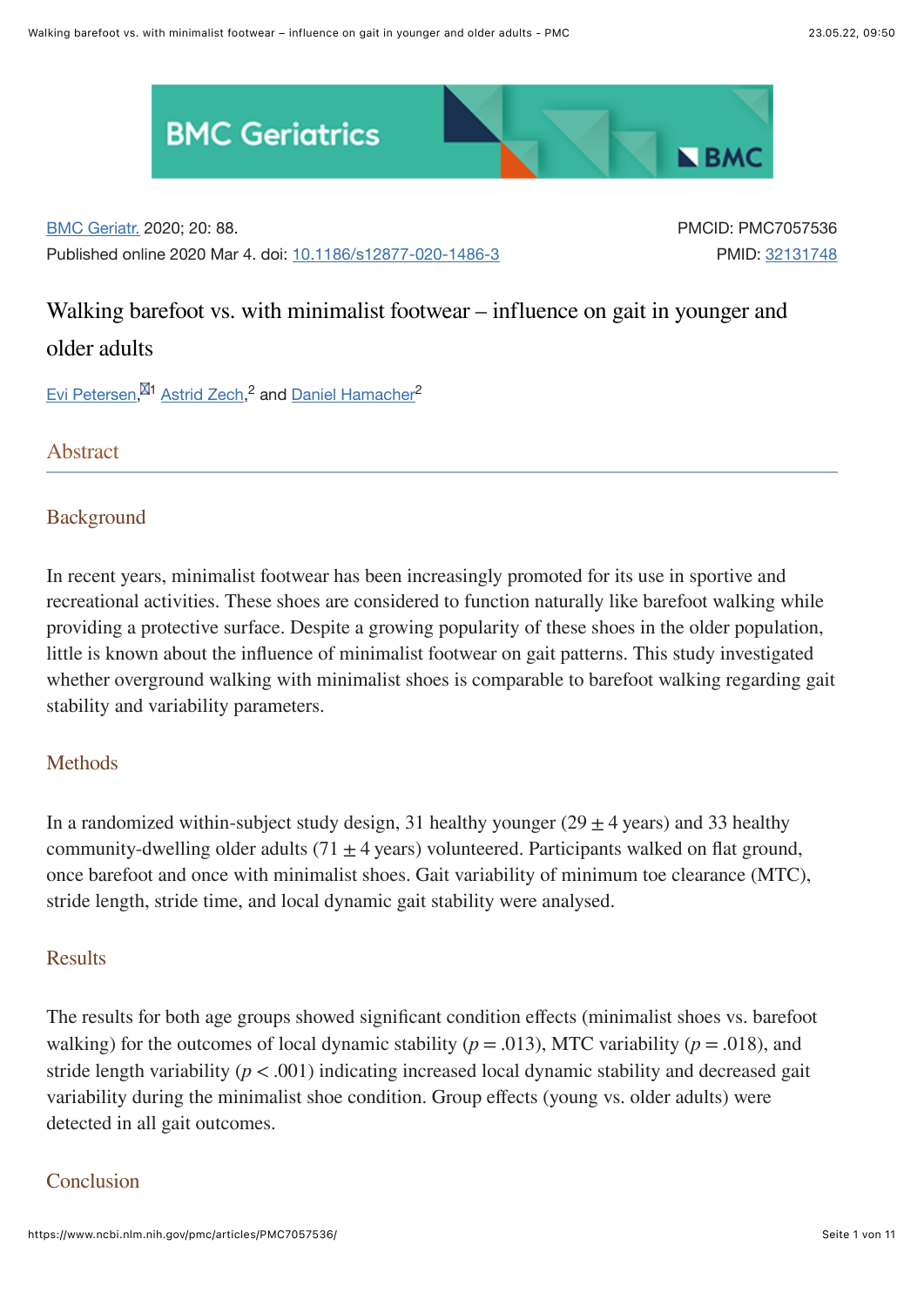BMC Geriatrics

BMC Geriatr. 2020; 20: 88.
Published online 2020 Mar 4. doi: 10.1186/s12877-020-1486-3

PMCID: PMC7057536
PMID: 32131748

# Walking barefoot vs. with minimalist footwear – influence on gait in younger and older adults

Evi Petersen,[1] Astrid Zech,[2] and Daniel Hamacher[2]

## Abstract

### Background

In recent years, minimalist footwear has been increasingly promoted for its use in sportive and recreational activities. These shoes are considered to function naturally like barefoot walking while providing a protective surface. Despite a growing popularity of these shoes in the older population, little is known about the influence of minimalist footwear on gait patterns. This study investigated whether overground walking with minimalist shoes is comparable to barefoot walking regarding gait stability and variability parameters.

### Methods

In a randomized within-subject study design, 31 healthy younger (29 ± 4 years) and 33 healthy community-dwelling older adults (71 ± 4 years) volunteered. Participants walked on flat ground, once barefoot and once with minimalist shoes. Gait variability of minimum toe clearance (MTC), stride length, stride time, and local dynamic gait stability were analysed.

### Results

The results for both age groups showed significant condition effects (minimalist shoes vs. barefoot walking) for the outcomes of local dynamic stability ($p = .013$), MTC variability ($p = .018$), and stride length variability ($p < .001$) indicating increased local dynamic stability and decreased gait variability during the minimalist shoe condition. Group effects (young vs. older adults) were detected in all gait outcomes.

### Conclusion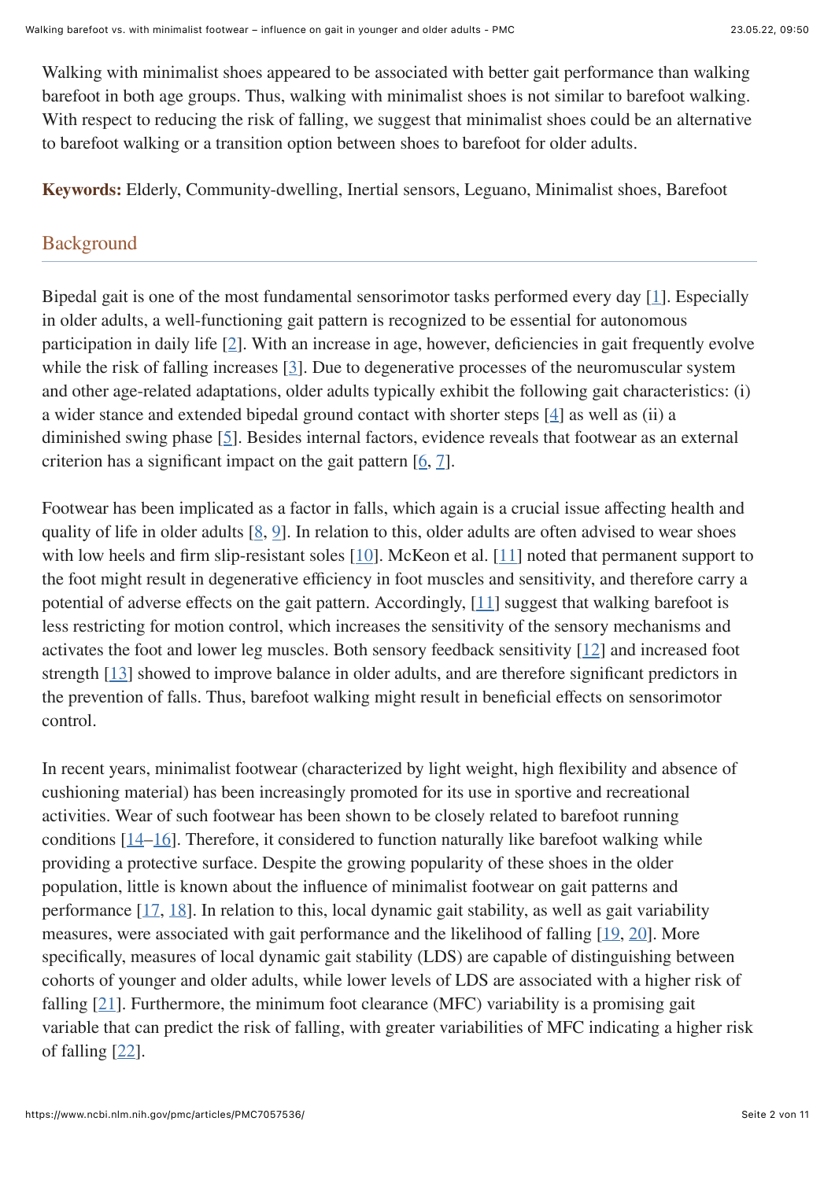Walking with minimalist shoes appeared to be associated with better gait performance than walking barefoot in both age groups. Thus, walking with minimalist shoes is not similar to barefoot walking. With respect to reducing the risk of falling, we suggest that minimalist shoes could be an alternative to barefoot walking or a transition option between shoes to barefoot for older adults.

**Keywords:** Elderly, Community-dwelling, Inertial sensors, Leguano, Minimalist shoes, Barefoot

## Background

Bipedal gait is one of the most fundamental sensorimotor tasks performed every day [1]. Especially in older adults, a well-functioning gait pattern is recognized to be essential for autonomous participation in daily life [2]. With an increase in age, however, deficiencies in gait frequently evolve while the risk of falling increases [3]. Due to degenerative processes of the neuromuscular system and other age-related adaptations, older adults typically exhibit the following gait characteristics: (i) a wider stance and extended bipedal ground contact with shorter steps [4] as well as (ii) a diminished swing phase [5]. Besides internal factors, evidence reveals that footwear as an external criterion has a significant impact on the gait pattern [6, 7].

Footwear has been implicated as a factor in falls, which again is a crucial issue affecting health and quality of life in older adults [8, 9]. In relation to this, older adults are often advised to wear shoes with low heels and firm slip-resistant soles [10]. McKeon et al. [11] noted that permanent support to the foot might result in degenerative efficiency in foot muscles and sensitivity, and therefore carry a potential of adverse effects on the gait pattern. Accordingly, [11] suggest that walking barefoot is less restricting for motion control, which increases the sensitivity of the sensory mechanisms and activates the foot and lower leg muscles. Both sensory feedback sensitivity [12] and increased foot strength [13] showed to improve balance in older adults, and are therefore significant predictors in the prevention of falls. Thus, barefoot walking might result in beneficial effects on sensorimotor control.

In recent years, minimalist footwear (characterized by light weight, high flexibility and absence of cushioning material) has been increasingly promoted for its use in sportive and recreational activities. Wear of such footwear has been shown to be closely related to barefoot running conditions [14–16]. Therefore, it considered to function naturally like barefoot walking while providing a protective surface. Despite the growing popularity of these shoes in the older population, little is known about the influence of minimalist footwear on gait patterns and performance [17, 18]. In relation to this, local dynamic gait stability, as well as gait variability measures, were associated with gait performance and the likelihood of falling [19, 20]. More specifically, measures of local dynamic gait stability (LDS) are capable of distinguishing between cohorts of younger and older adults, while lower levels of LDS are associated with a higher risk of falling [21]. Furthermore, the minimum foot clearance (MFC) variability is a promising gait variable that can predict the risk of falling, with greater variabilities of MFC indicating a higher risk of falling [22].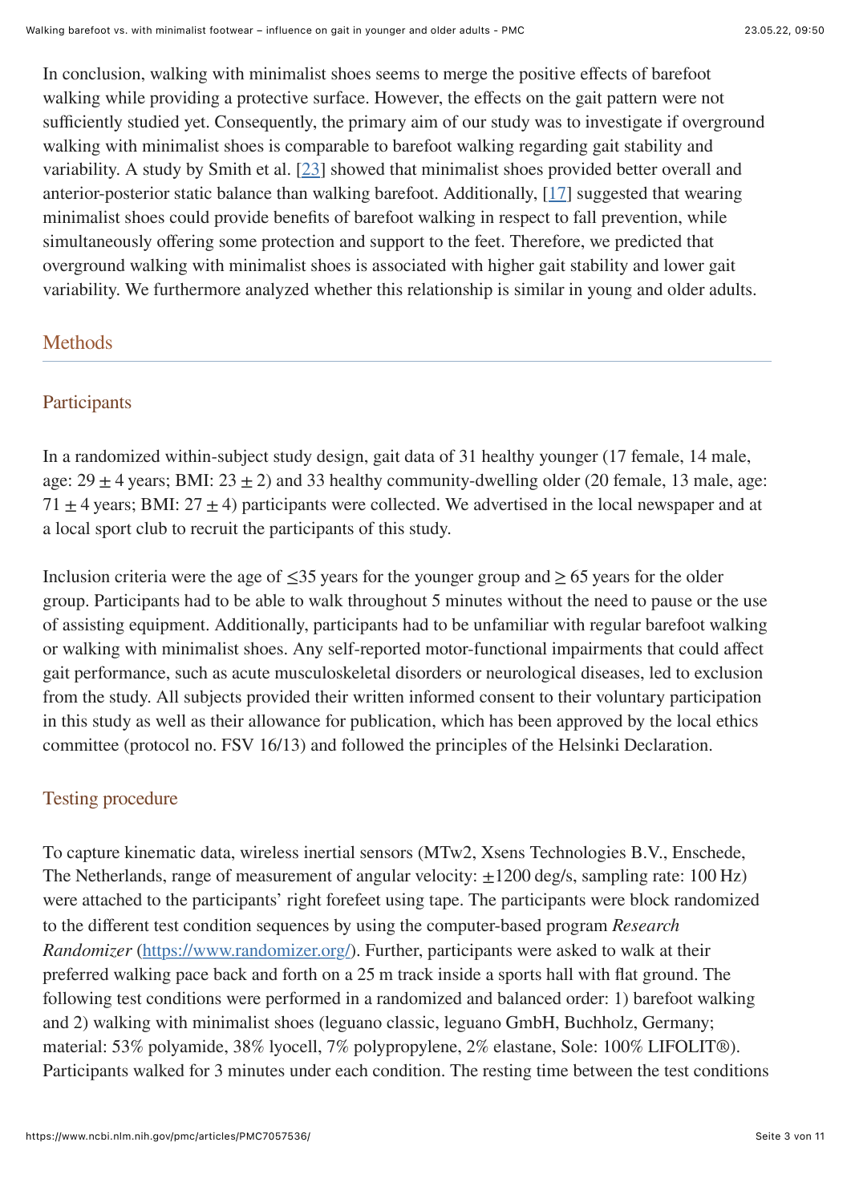In conclusion, walking with minimalist shoes seems to merge the positive effects of barefoot walking while providing a protective surface. However, the effects on the gait pattern were not sufficiently studied yet. Consequently, the primary aim of our study was to investigate if overground walking with minimalist shoes is comparable to barefoot walking regarding gait stability and variability. A study by Smith et al. [23] showed that minimalist shoes provided better overall and anterior-posterior static balance than walking barefoot. Additionally, [17] suggested that wearing minimalist shoes could provide benefits of barefoot walking in respect to fall prevention, while simultaneously offering some protection and support to the feet. Therefore, we predicted that overground walking with minimalist shoes is associated with higher gait stability and lower gait variability. We furthermore analyzed whether this relationship is similar in young and older adults.

## Methods

### Participants

In a randomized within-subject study design, gait data of 31 healthy younger (17 female, 14 male, age: $29 \pm 4$ years; BMI: $23 \pm 2$) and 33 healthy community-dwelling older (20 female, 13 male, age: $71 \pm 4$ years; BMI: $27 \pm 4$) participants were collected. We advertised in the local newspaper and at a local sport club to recruit the participants of this study.

Inclusion criteria were the age of $\leq$35 years for the younger group and $\geq$ 65 years for the older group. Participants had to be able to walk throughout 5 minutes without the need to pause or the use of assisting equipment. Additionally, participants had to be unfamiliar with regular barefoot walking or walking with minimalist shoes. Any self-reported motor-functional impairments that could affect gait performance, such as acute musculoskeletal disorders or neurological diseases, led to exclusion from the study. All subjects provided their written informed consent to their voluntary participation in this study as well as their allowance for publication, which has been approved by the local ethics committee (protocol no. FSV 16/13) and followed the principles of the Helsinki Declaration.

### Testing procedure

To capture kinematic data, wireless inertial sensors (MTw2, Xsens Technologies B.V., Enschede, The Netherlands, range of measurement of angular velocity: $\pm$1200 deg/s, sampling rate: 100 Hz) were attached to the participants' right forefeet using tape. The participants were block randomized to the different test condition sequences by using the computer-based program *Research Randomizer* (https://www.randomizer.org/). Further, participants were asked to walk at their preferred walking pace back and forth on a 25 m track inside a sports hall with flat ground. The following test conditions were performed in a randomized and balanced order: 1) barefoot walking and 2) walking with minimalist shoes (leguano classic, leguano GmbH, Buchholz, Germany; material: 53% polyamide, 38% lyocell, 7% polypropylene, 2% elastane, Sole: 100% LIFOLIT®). Participants walked for 3 minutes under each condition. The resting time between the test conditions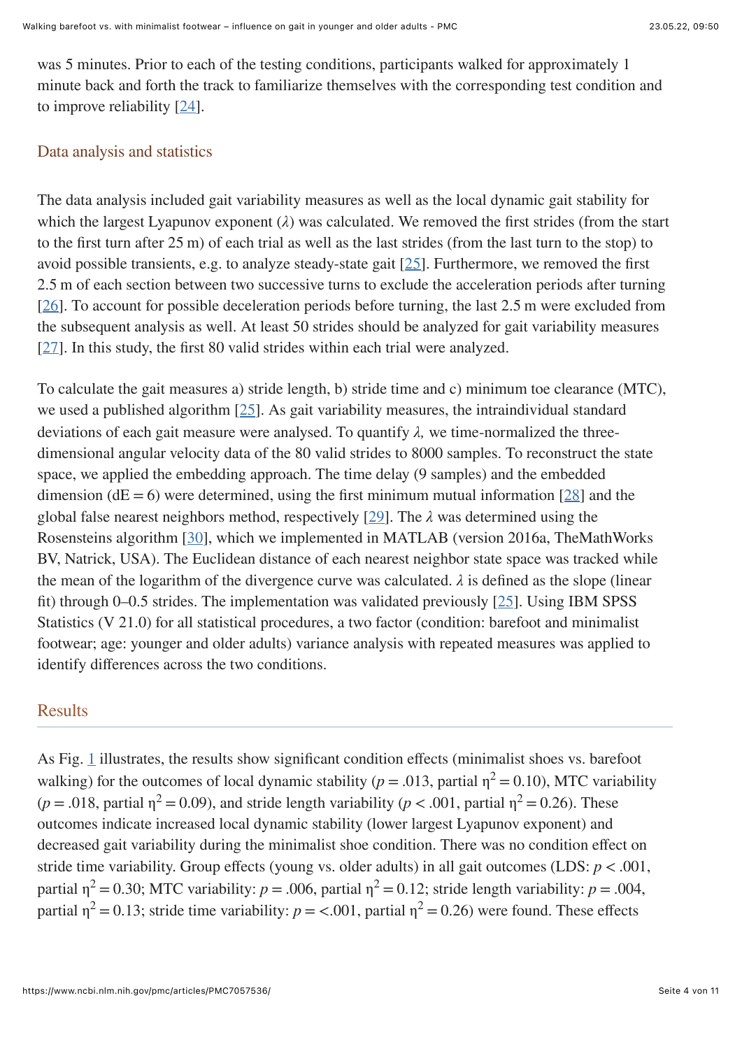was 5 minutes. Prior to each of the testing conditions, participants walked for approximately 1 minute back and forth the track to familiarize themselves with the corresponding test condition and to improve reliability [24].

## Data analysis and statistics

The data analysis included gait variability measures as well as the local dynamic gait stability for which the largest Lyapunov exponent ($\lambda$) was calculated. We removed the first strides (from the start to the first turn after 25 m) of each trial as well as the last strides (from the last turn to the stop) to avoid possible transients, e.g. to analyze steady-state gait [25]. Furthermore, we removed the first 2.5 m of each section between two successive turns to exclude the acceleration periods after turning [26]. To account for possible deceleration periods before turning, the last 2.5 m were excluded from the subsequent analysis as well. At least 50 strides should be analyzed for gait variability measures [27]. In this study, the first 80 valid strides within each trial were analyzed.

To calculate the gait measures a) stride length, b) stride time and c) minimum toe clearance (MTC), we used a published algorithm [25]. As gait variability measures, the intraindividual standard deviations of each gait measure were analysed. To quantify $\lambda$, we time-normalized the three-dimensional angular velocity data of the 80 valid strides to 8000 samples. To reconstruct the state space, we applied the embedding approach. The time delay (9 samples) and the embedded dimension ($dE = 6$) were determined, using the first minimum mutual information [28] and the global false nearest neighbors method, respectively [29]. The $\lambda$ was determined using the Rosensteins algorithm [30], which we implemented in MATLAB (version 2016a, TheMathWorks BV, Natrick, USA). The Euclidean distance of each nearest neighbor state space was tracked while the mean of the logarithm of the divergence curve was calculated. $\lambda$ is defined as the slope (linear fit) through 0–0.5 strides. The implementation was validated previously [25]. Using IBM SPSS Statistics (V 21.0) for all statistical procedures, a two factor (condition: barefoot and minimalist footwear; age: younger and older adults) variance analysis with repeated measures was applied to identify differences across the two conditions.

## Results

As Fig. 1 illustrates, the results show significant condition effects (minimalist shoes vs. barefoot walking) for the outcomes of local dynamic stability ($p = .013$, partial $\eta^2 = 0.10$), MTC variability ($p = .018$, partial $\eta^2 = 0.09$), and stride length variability ($p < .001$, partial $\eta^2 = 0.26$). These outcomes indicate increased local dynamic stability (lower largest Lyapunov exponent) and decreased gait variability during the minimalist shoe condition. There was no condition effect on stride time variability. Group effects (young vs. older adults) in all gait outcomes (LDS: $p < .001$, partial $\eta^2 = 0.30$; MTC variability: $p = .006$, partial $\eta^2 = 0.12$; stride length variability: $p = .004$, partial $\eta^2 = 0.13$; stride time variability: $p = <.001$, partial $\eta^2 = 0.26$) were found. These effects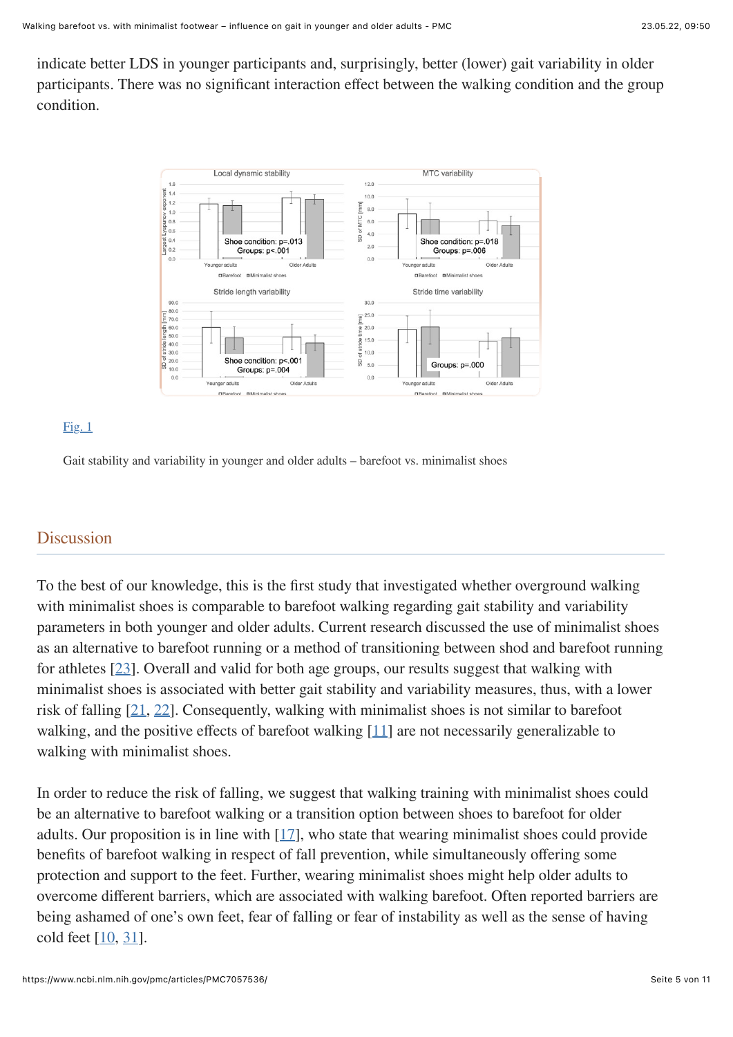indicate better LDS in younger participants and, surprisingly, better (lower) gait variability in older participants. There was no significant interaction effect between the walking condition and the group condition.

[Fig. 1](#)

Gait stability and variability in younger and older adults – barefoot vs. minimalist shoes

## Discussion

To the best of our knowledge, this is the first study that investigated whether overground walking with minimalist shoes is comparable to barefoot walking regarding gait stability and variability parameters in both younger and older adults. Current research discussed the use of minimalist shoes as an alternative to barefoot running or a method of transitioning between shod and barefoot running for athletes [23]. Overall and valid for both age groups, our results suggest that walking with minimalist shoes is associated with better gait stability and variability measures, thus, with a lower risk of falling [21, 22]. Consequently, walking with minimalist shoes is not similar to barefoot walking, and the positive effects of barefoot walking [11] are not necessarily generalizable to walking with minimalist shoes.

In order to reduce the risk of falling, we suggest that walking training with minimalist shoes could be an alternative to barefoot walking or a transition option between shoes to barefoot for older adults. Our proposition is in line with [17], who state that wearing minimalist shoes could provide benefits of barefoot walking in respect of fall prevention, while simultaneously offering some protection and support to the feet. Further, wearing minimalist shoes might help older adults to overcome different barriers, which are associated with walking barefoot. Often reported barriers are being ashamed of one's own feet, fear of falling or fear of instability as well as the sense of having cold feet [10, 31].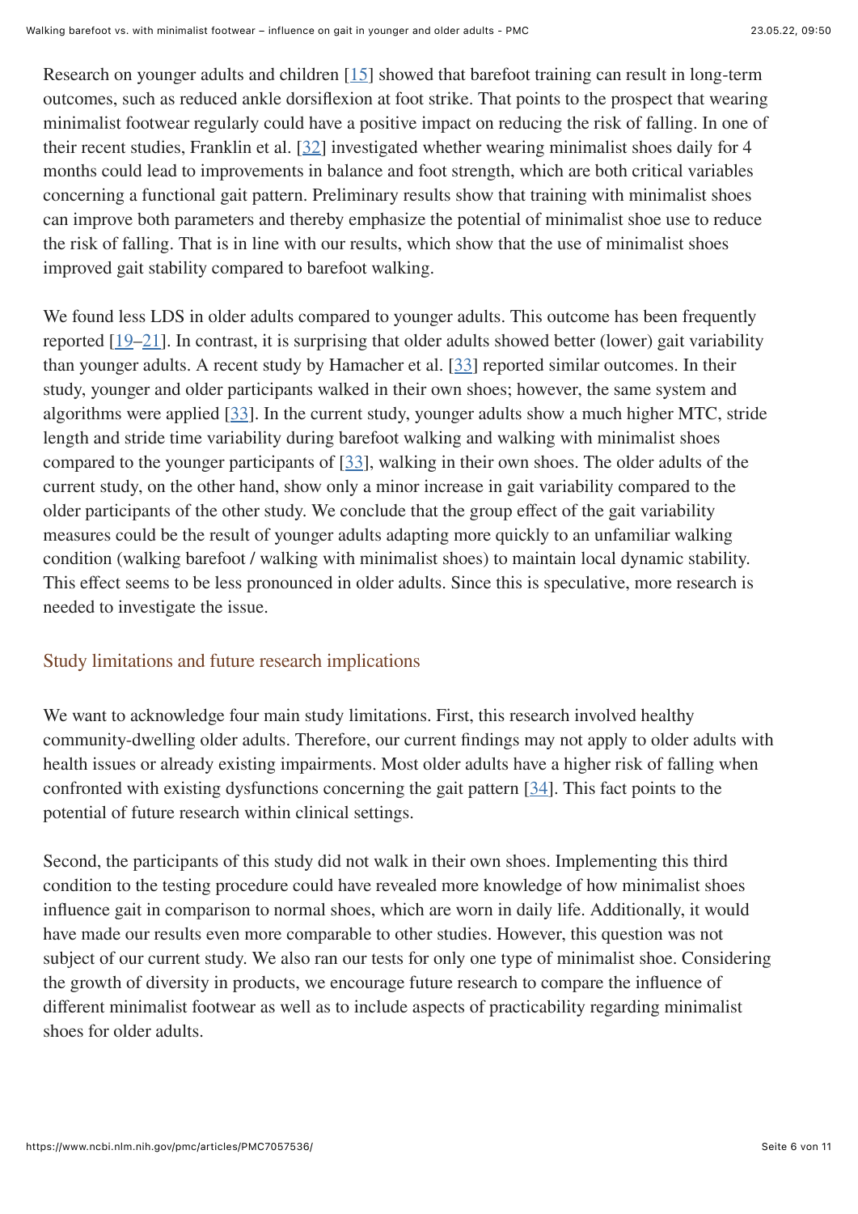Research on younger adults and children [15] showed that barefoot training can result in long-term outcomes, such as reduced ankle dorsiflexion at foot strike. That points to the prospect that wearing minimalist footwear regularly could have a positive impact on reducing the risk of falling. In one of their recent studies, Franklin et al. [32] investigated whether wearing minimalist shoes daily for 4 months could lead to improvements in balance and foot strength, which are both critical variables concerning a functional gait pattern. Preliminary results show that training with minimalist shoes can improve both parameters and thereby emphasize the potential of minimalist shoe use to reduce the risk of falling. That is in line with our results, which show that the use of minimalist shoes improved gait stability compared to barefoot walking.

We found less LDS in older adults compared to younger adults. This outcome has been frequently reported [19–21]. In contrast, it is surprising that older adults showed better (lower) gait variability than younger adults. A recent study by Hamacher et al. [33] reported similar outcomes. In their study, younger and older participants walked in their own shoes; however, the same system and algorithms were applied [33]. In the current study, younger adults show a much higher MTC, stride length and stride time variability during barefoot walking and walking with minimalist shoes compared to the younger participants of [33], walking in their own shoes. The older adults of the current study, on the other hand, show only a minor increase in gait variability compared to the older participants of the other study. We conclude that the group effect of the gait variability measures could be the result of younger adults adapting more quickly to an unfamiliar walking condition (walking barefoot / walking with minimalist shoes) to maintain local dynamic stability. This effect seems to be less pronounced in older adults. Since this is speculative, more research is needed to investigate the issue.

## Study limitations and future research implications

We want to acknowledge four main study limitations. First, this research involved healthy community-dwelling older adults. Therefore, our current findings may not apply to older adults with health issues or already existing impairments. Most older adults have a higher risk of falling when confronted with existing dysfunctions concerning the gait pattern [34]. This fact points to the potential of future research within clinical settings.

Second, the participants of this study did not walk in their own shoes. Implementing this third condition to the testing procedure could have revealed more knowledge of how minimalist shoes influence gait in comparison to normal shoes, which are worn in daily life. Additionally, it would have made our results even more comparable to other studies. However, this question was not subject of our current study. We also ran our tests for only one type of minimalist shoe. Considering the growth of diversity in products, we encourage future research to compare the influence of different minimalist footwear as well as to include aspects of practicability regarding minimalist shoes for older adults.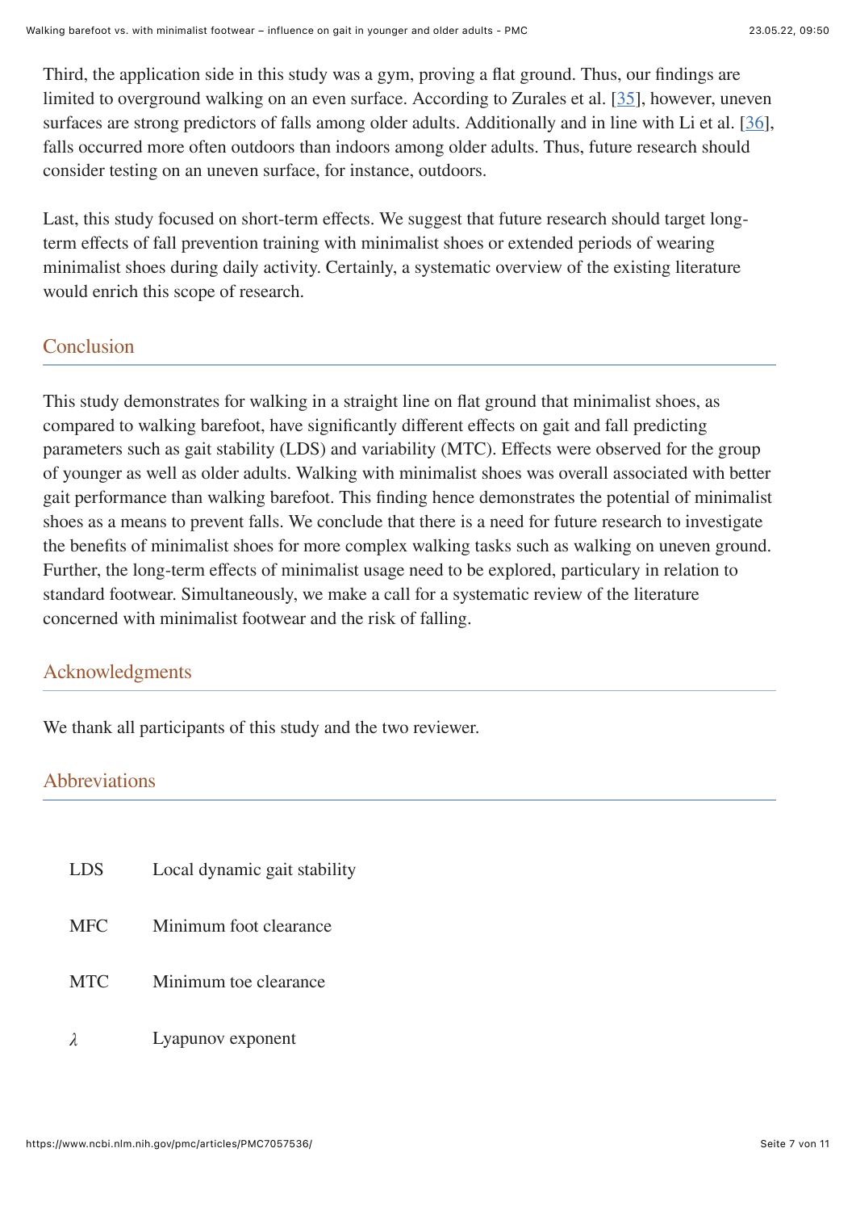Third, the application side in this study was a gym, proving a flat ground. Thus, our findings are limited to overground walking on an even surface. According to Zurales et al. [35], however, uneven surfaces are strong predictors of falls among older adults. Additionally and in line with Li et al. [36], falls occurred more often outdoors than indoors among older adults. Thus, future research should consider testing on an uneven surface, for instance, outdoors.

Last, this study focused on short-term effects. We suggest that future research should target long-term effects of fall prevention training with minimalist shoes or extended periods of wearing minimalist shoes during daily activity. Certainly, a systematic overview of the existing literature would enrich this scope of research.

## Conclusion

This study demonstrates for walking in a straight line on flat ground that minimalist shoes, as compared to walking barefoot, have significantly different effects on gait and fall predicting parameters such as gait stability (LDS) and variability (MTC). Effects were observed for the group of younger as well as older adults. Walking with minimalist shoes was overall associated with better gait performance than walking barefoot. This finding hence demonstrates the potential of minimalist shoes as a means to prevent falls. We conclude that there is a need for future research to investigate the benefits of minimalist shoes for more complex walking tasks such as walking on uneven ground. Further, the long-term effects of minimalist usage need to be explored, particulary in relation to standard footwear. Simultaneously, we make a call for a systematic review of the literature concerned with minimalist footwear and the risk of falling.

## Acknowledgments

We thank all participants of this study and the two reviewer.

## Abbreviations

| | |
|---|---|
| LDS | Local dynamic gait stability |
| MFC | Minimum foot clearance |
| MTC | Minimum toe clearance |
| $\lambda$ | Lyapunov exponent |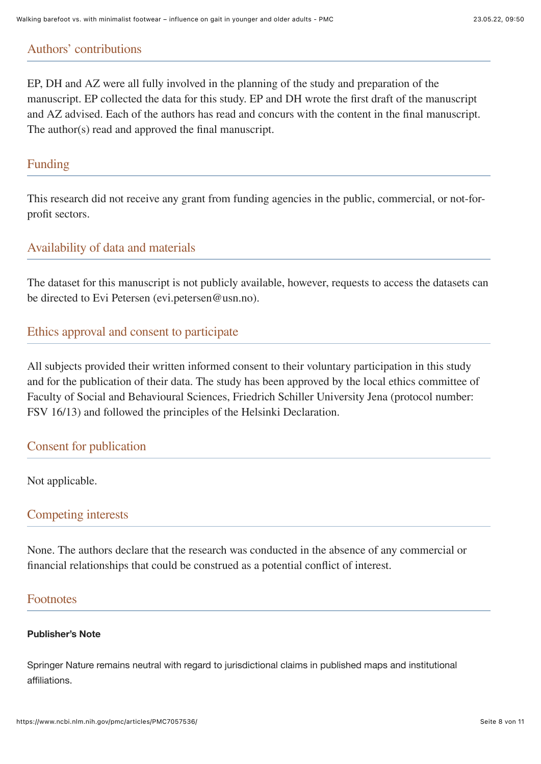## Authors' contributions

EP, DH and AZ were all fully involved in the planning of the study and preparation of the manuscript. EP collected the data for this study. EP and DH wrote the first draft of the manuscript and AZ advised. Each of the authors has read and concurs with the content in the final manuscript. The author(s) read and approved the final manuscript.

## Funding

This research did not receive any grant from funding agencies in the public, commercial, or not-for-profit sectors.

## Availability of data and materials

The dataset for this manuscript is not publicly available, however, requests to access the datasets can be directed to Evi Petersen (evi.petersen@usn.no).

## Ethics approval and consent to participate

All subjects provided their written informed consent to their voluntary participation in this study and for the publication of their data. The study has been approved by the local ethics committee of Faculty of Social and Behavioural Sciences, Friedrich Schiller University Jena (protocol number: FSV 16/13) and followed the principles of the Helsinki Declaration.

## Consent for publication

Not applicable.

## Competing interests

None. The authors declare that the research was conducted in the absence of any commercial or financial relationships that could be construed as a potential conflict of interest.

## Footnotes

**Publisher's Note**

Springer Nature remains neutral with regard to jurisdictional claims in published maps and institutional affiliations.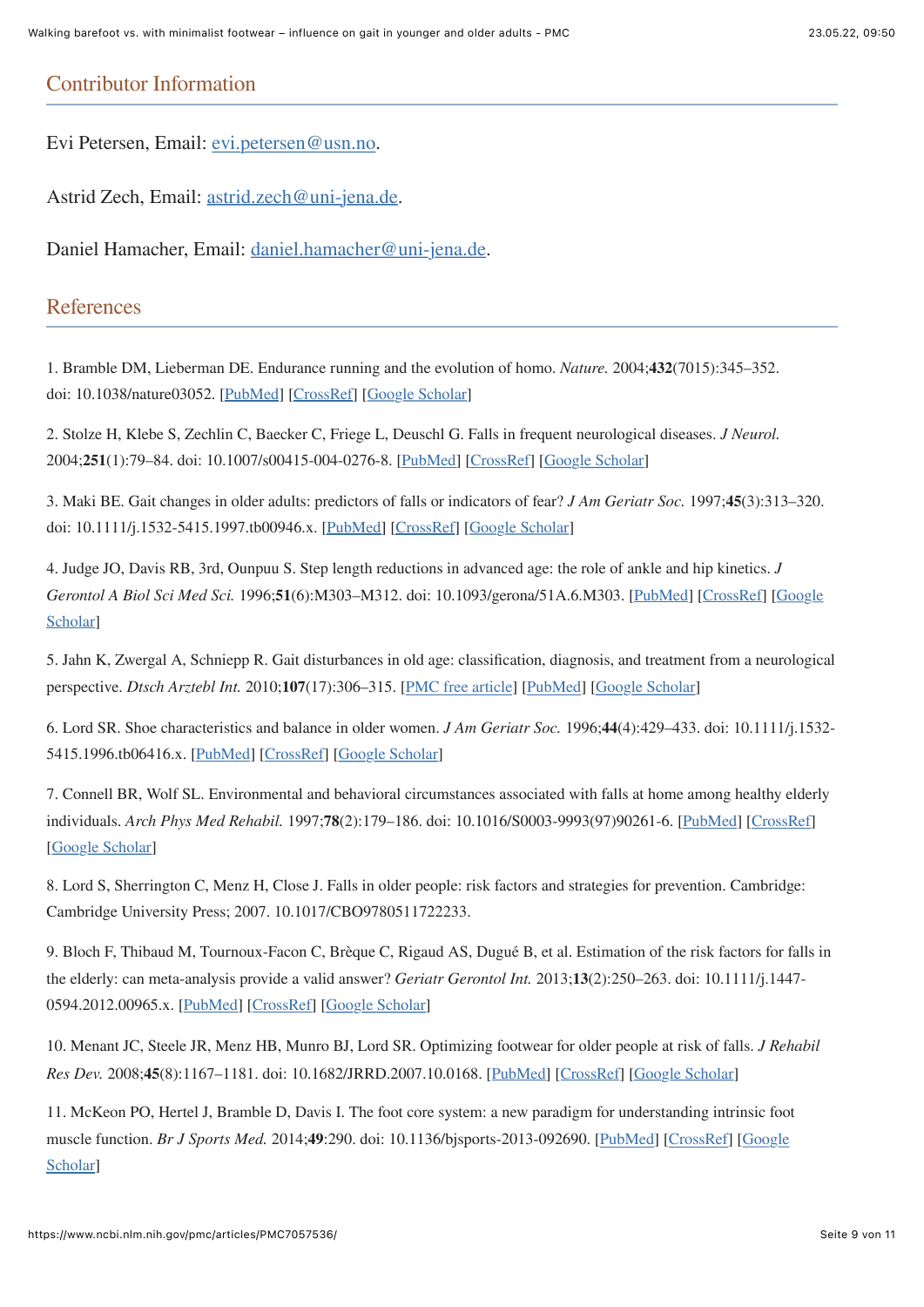## Contributor Information

Evi Petersen, Email: evi.petersen@usn.no.

Astrid Zech, Email: astrid.zech@uni-jena.de.

Daniel Hamacher, Email: daniel.hamacher@uni-jena.de.

## References

1. Bramble DM, Lieberman DE. Endurance running and the evolution of homo. *Nature.* 2004;**432**(7015):345–352. doi: 10.1038/nature03052. [PubMed] [CrossRef] [Google Scholar]

2. Stolze H, Klebe S, Zechlin C, Baecker C, Friege L, Deuschl G. Falls in frequent neurological diseases. *J Neurol.* 2004;**251**(1):79–84. doi: 10.1007/s00415-004-0276-8. [PubMed] [CrossRef] [Google Scholar]

3. Maki BE. Gait changes in older adults: predictors of falls or indicators of fear? *J Am Geriatr Soc.* 1997;**45**(3):313–320. doi: 10.1111/j.1532-5415.1997.tb00946.x. [PubMed] [CrossRef] [Google Scholar]

4. Judge JO, Davis RB, 3rd, Ounpuu S. Step length reductions in advanced age: the role of ankle and hip kinetics. *J Gerontol A Biol Sci Med Sci.* 1996;**51**(6):M303–M312. doi: 10.1093/gerona/51A.6.M303. [PubMed] [CrossRef] [Google Scholar]

5. Jahn K, Zwergal A, Schniepp R. Gait disturbances in old age: classification, diagnosis, and treatment from a neurological perspective. *Dtsch Arztebl Int.* 2010;**107**(17):306–315. [PMC free article] [PubMed] [Google Scholar]

6. Lord SR. Shoe characteristics and balance in older women. *J Am Geriatr Soc.* 1996;**44**(4):429–433. doi: 10.1111/j.1532-5415.1996.tb06416.x. [PubMed] [CrossRef] [Google Scholar]

7. Connell BR, Wolf SL. Environmental and behavioral circumstances associated with falls at home among healthy elderly individuals. *Arch Phys Med Rehabil.* 1997;**78**(2):179–186. doi: 10.1016/S0003-9993(97)90261-6. [PubMed] [CrossRef] [Google Scholar]

8. Lord S, Sherrington C, Menz H, Close J. Falls in older people: risk factors and strategies for prevention. Cambridge: Cambridge University Press; 2007. 10.1017/CBO9780511722233.

9. Bloch F, Thibaud M, Tournoux-Facon C, Brèque C, Rigaud AS, Dugué B, et al. Estimation of the risk factors for falls in the elderly: can meta-analysis provide a valid answer? *Geriatr Gerontol Int.* 2013;**13**(2):250–263. doi: 10.1111/j.1447-0594.2012.00965.x. [PubMed] [CrossRef] [Google Scholar]

10. Menant JC, Steele JR, Menz HB, Munro BJ, Lord SR. Optimizing footwear for older people at risk of falls. *J Rehabil Res Dev.* 2008;**45**(8):1167–1181. doi: 10.1682/JRRD.2007.10.0168. [PubMed] [CrossRef] [Google Scholar]

11. McKeon PO, Hertel J, Bramble D, Davis I. The foot core system: a new paradigm for understanding intrinsic foot muscle function. *Br J Sports Med.* 2014;**49**:290. doi: 10.1136/bjsports-2013-092690. [PubMed] [CrossRef] [Google Scholar]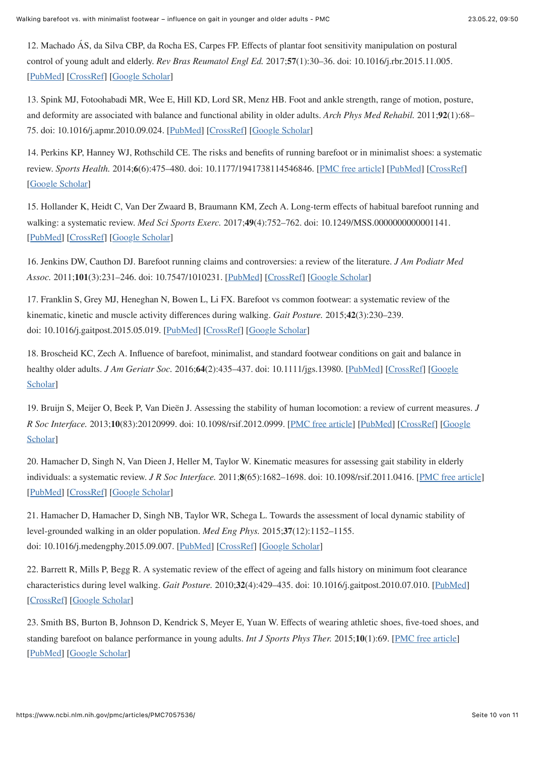12. Machado ÁS, da Silva CBP, da Rocha ES, Carpes FP. Effects of plantar foot sensitivity manipulation on postural control of young adult and elderly. *Rev Bras Reumatol Engl Ed.* 2017;**57**(1):30–36. doi: 10.1016/j.rbr.2015.11.005. [PubMed] [CrossRef] [Google Scholar]

13. Spink MJ, Fotoohabadi MR, Wee E, Hill KD, Lord SR, Menz HB. Foot and ankle strength, range of motion, posture, and deformity are associated with balance and functional ability in older adults. *Arch Phys Med Rehabil.* 2011;**92**(1):68–75. doi: 10.1016/j.apmr.2010.09.024. [PubMed] [CrossRef] [Google Scholar]

14. Perkins KP, Hanney WJ, Rothschild CE. The risks and benefits of running barefoot or in minimalist shoes: a systematic review. *Sports Health.* 2014;**6**(6):475–480. doi: 10.1177/1941738114546846. [PMC free article] [PubMed] [CrossRef] [Google Scholar]

15. Hollander K, Heidt C, Van Der Zwaard B, Braumann KM, Zech A. Long-term effects of habitual barefoot running and walking: a systematic review. *Med Sci Sports Exerc.* 2017;**49**(4):752–762. doi: 10.1249/MSS.0000000000001141. [PubMed] [CrossRef] [Google Scholar]

16. Jenkins DW, Cauthon DJ. Barefoot running claims and controversies: a review of the literature. *J Am Podiatr Med Assoc.* 2011;**101**(3):231–246. doi: 10.7547/1010231. [PubMed] [CrossRef] [Google Scholar]

17. Franklin S, Grey MJ, Heneghan N, Bowen L, Li FX. Barefoot vs common footwear: a systematic review of the kinematic, kinetic and muscle activity differences during walking. *Gait Posture.* 2015;**42**(3):230–239. doi: 10.1016/j.gaitpost.2015.05.019. [PubMed] [CrossRef] [Google Scholar]

18. Broscheid KC, Zech A. Influence of barefoot, minimalist, and standard footwear conditions on gait and balance in healthy older adults. *J Am Geriatr Soc.* 2016;**64**(2):435–437. doi: 10.1111/jgs.13980. [PubMed] [CrossRef] [Google Scholar]

19. Bruijn S, Meijer O, Beek P, Van Dieën J. Assessing the stability of human locomotion: a review of current measures. *J R Soc Interface.* 2013;**10**(83):20120999. doi: 10.1098/rsif.2012.0999. [PMC free article] [PubMed] [CrossRef] [Google Scholar]

20. Hamacher D, Singh N, Van Dieen J, Heller M, Taylor W. Kinematic measures for assessing gait stability in elderly individuals: a systematic review. *J R Soc Interface.* 2011;**8**(65):1682–1698. doi: 10.1098/rsif.2011.0416. [PMC free article] [PubMed] [CrossRef] [Google Scholar]

21. Hamacher D, Hamacher D, Singh NB, Taylor WR, Schega L. Towards the assessment of local dynamic stability of level-grounded walking in an older population. *Med Eng Phys.* 2015;**37**(12):1152–1155. doi: 10.1016/j.medengphy.2015.09.007. [PubMed] [CrossRef] [Google Scholar]

22. Barrett R, Mills P, Begg R. A systematic review of the effect of ageing and falls history on minimum foot clearance characteristics during level walking. *Gait Posture.* 2010;**32**(4):429–435. doi: 10.1016/j.gaitpost.2010.07.010. [PubMed] [CrossRef] [Google Scholar]

23. Smith BS, Burton B, Johnson D, Kendrick S, Meyer E, Yuan W. Effects of wearing athletic shoes, five-toed shoes, and standing barefoot on balance performance in young adults. *Int J Sports Phys Ther.* 2015;**10**(1):69. [PMC free article] [PubMed] [Google Scholar]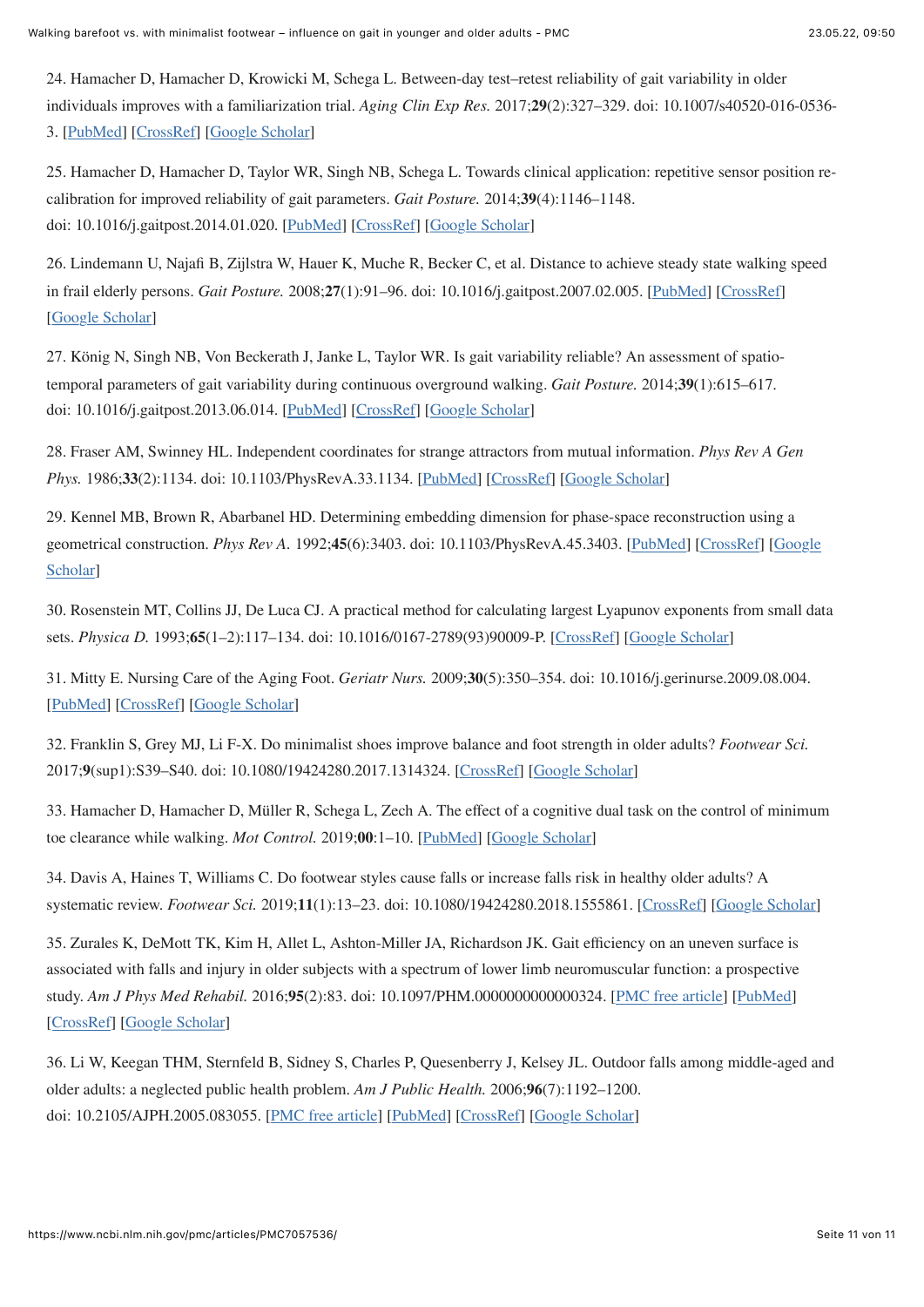24. Hamacher D, Hamacher D, Krowicki M, Schega L. Between-day test–retest reliability of gait variability in older individuals improves with a familiarization trial. *Aging Clin Exp Res.* 2017;**29**(2):327–329. doi: 10.1007/s40520-016-0536-3. [PubMed] [CrossRef] [Google Scholar]

25. Hamacher D, Hamacher D, Taylor WR, Singh NB, Schega L. Towards clinical application: repetitive sensor position re-calibration for improved reliability of gait parameters. *Gait Posture.* 2014;**39**(4):1146–1148. doi: 10.1016/j.gaitpost.2014.01.020. [PubMed] [CrossRef] [Google Scholar]

26. Lindemann U, Najafi B, Zijlstra W, Hauer K, Muche R, Becker C, et al. Distance to achieve steady state walking speed in frail elderly persons. *Gait Posture.* 2008;**27**(1):91–96. doi: 10.1016/j.gaitpost.2007.02.005. [PubMed] [CrossRef] [Google Scholar]

27. König N, Singh NB, Von Beckerath J, Janke L, Taylor WR. Is gait variability reliable? An assessment of spatio-temporal parameters of gait variability during continuous overground walking. *Gait Posture.* 2014;**39**(1):615–617. doi: 10.1016/j.gaitpost.2013.06.014. [PubMed] [CrossRef] [Google Scholar]

28. Fraser AM, Swinney HL. Independent coordinates for strange attractors from mutual information. *Phys Rev A Gen Phys.* 1986;**33**(2):1134. doi: 10.1103/PhysRevA.33.1134. [PubMed] [CrossRef] [Google Scholar]

29. Kennel MB, Brown R, Abarbanel HD. Determining embedding dimension for phase-space reconstruction using a geometrical construction. *Phys Rev A.* 1992;**45**(6):3403. doi: 10.1103/PhysRevA.45.3403. [PubMed] [CrossRef] [Google Scholar]

30. Rosenstein MT, Collins JJ, De Luca CJ. A practical method for calculating largest Lyapunov exponents from small data sets. *Physica D.* 1993;**65**(1–2):117–134. doi: 10.1016/0167-2789(93)90009-P. [CrossRef] [Google Scholar]

31. Mitty E. Nursing Care of the Aging Foot. *Geriatr Nurs.* 2009;**30**(5):350–354. doi: 10.1016/j.gerinurse.2009.08.004. [PubMed] [CrossRef] [Google Scholar]

32. Franklin S, Grey MJ, Li F-X. Do minimalist shoes improve balance and foot strength in older adults? *Footwear Sci.* 2017;**9**(sup1):S39–S40. doi: 10.1080/19424280.2017.1314324. [CrossRef] [Google Scholar]

33. Hamacher D, Hamacher D, Müller R, Schega L, Zech A. The effect of a cognitive dual task on the control of minimum toe clearance while walking. *Mot Control.* 2019;**00**:1–10. [PubMed] [Google Scholar]

34. Davis A, Haines T, Williams C. Do footwear styles cause falls or increase falls risk in healthy older adults? A systematic review. *Footwear Sci.* 2019;**11**(1):13–23. doi: 10.1080/19424280.2018.1555861. [CrossRef] [Google Scholar]

35. Zurales K, DeMott TK, Kim H, Allet L, Ashton-Miller JA, Richardson JK. Gait efficiency on an uneven surface is associated with falls and injury in older subjects with a spectrum of lower limb neuromuscular function: a prospective study. *Am J Phys Med Rehabil.* 2016;**95**(2):83. doi: 10.1097/PHM.0000000000000324. [PMC free article] [PubMed] [CrossRef] [Google Scholar]

36. Li W, Keegan THM, Sternfeld B, Sidney S, Charles P, Quesenberry J, Kelsey JL. Outdoor falls among middle-aged and older adults: a neglected public health problem. *Am J Public Health.* 2006;**96**(7):1192–1200. doi: 10.2105/AJPH.2005.083055. [PMC free article] [PubMed] [CrossRef] [Google Scholar]